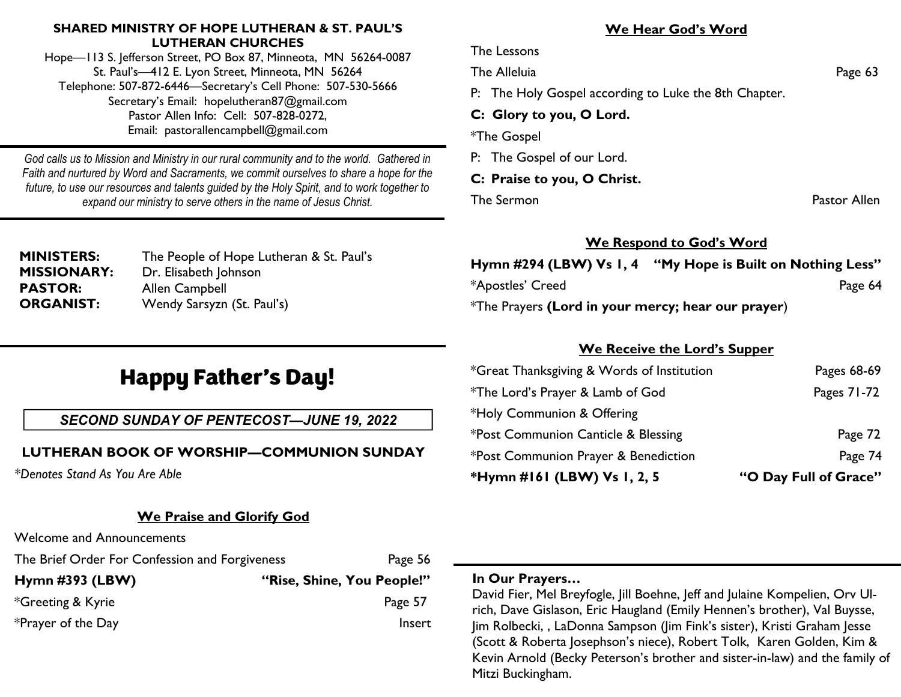**SHARED MINISTRY OF HOPE LUTHERAN & ST. PAUL'S LUTHERAN CHURCHES**

Hope—113 S. Jefferson Street, PO Box 87, Minneota, MN 56264-0087
St. Paul's—412 E. Lyon Street, Minneota, MN 56264
Telephone: 507-872-6446—Secretary's Cell Phone: 507-530-5666
Secretary's Email: hopelutheran87@gmail.com
Pastor Allen Info: Cell: 507-828-0272,
Email: pastorallencampbell@gmail.com

*God calls us to Mission and Ministry in our rural community and to the world. Gathered in Faith and nurtured by Word and Sacraments, we commit ourselves to share a hope for the future, to use our resources and talents guided by the Holy Spirit, and to work together to expand our ministry to serve others in the name of Jesus Christ.*

**MINISTERS:** The People of Hope Lutheran & St. Paul's
**MISSIONARY:** Dr. Elisabeth Johnson
**PASTOR:** Allen Campbell
**ORGANIST:** Wendy Sarsyzn (St. Paul's)

# Happy Father's Day!

***SECOND SUNDAY OF PENTECOST—JUNE 19, 2022***

**LUTHERAN BOOK OF WORSHIP—COMMUNION SUNDAY**

*\*Denotes Stand As You Are Able*

## We Praise and Glorify God

Welcome and Announcements
The Brief Order For Confession and Forgiveness — Page 56
**Hymn #393 (LBW) — "Rise, Shine, You People!"**
*Greeting & Kyrie — Page 57
*Prayer of the Day — Insert

## We Hear God's Word

The Lessons
The Alleluia — Page 63
P: The Holy Gospel according to Luke the 8th Chapter.
**C: Glory to you, O Lord.**
*The Gospel
P: The Gospel of our Lord.
**C: Praise to you, O Christ.**
The Sermon — Pastor Allen

## We Respond to God's Word

**Hymn #294 (LBW) Vs 1, 4 "My Hope is Built on Nothing Less"**
*Apostles' Creed — Page 64
*The Prayers **(Lord in your mercy; hear our prayer**)

## We Receive the Lord's Supper

*Great Thanksgiving & Words of Institution — Pages 68-69
*The Lord's Prayer & Lamb of God — Pages 71-72
*Holy Communion & Offering
*Post Communion Canticle & Blessing — Page 72
*Post Communion Prayer & Benediction — Page 74
**\*Hymn #161 (LBW) Vs 1, 2, 5 — "O Day Full of Grace"**

**In Our Prayers…**
David Fier, Mel Breyfogle, Jill Boehne, Jeff and Julaine Kompelien, Orv Ulrich, Dave Gislason, Eric Haugland (Emily Hennen's brother), Val Buysse, Jim Rolbecki, , LaDonna Sampson (Jim Fink's sister), Kristi Graham Jesse (Scott & Roberta Josephson's niece), Robert Tolk, Karen Golden, Kim & Kevin Arnold (Becky Peterson's brother and sister-in-law) and the family of Mitzi Buckingham.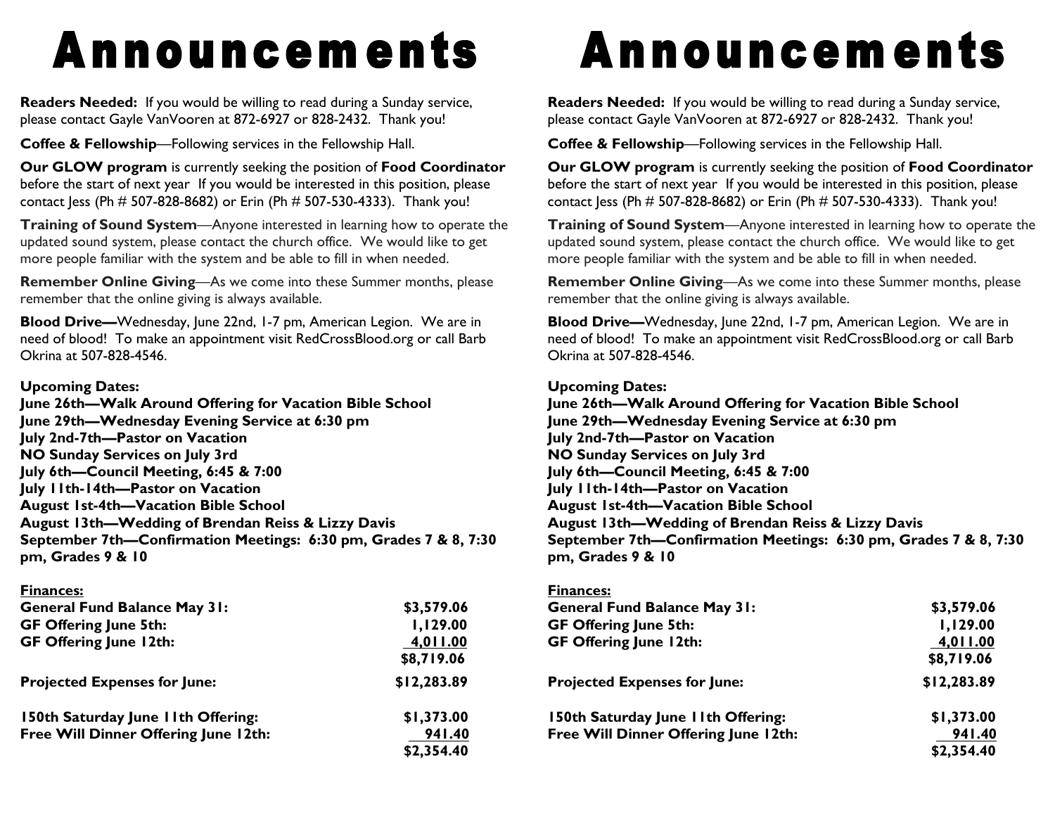# Announcements

**Readers Needed:** If you would be willing to read during a Sunday service, please contact Gayle VanVooren at 872-6927 or 828-2432. Thank you!

**Coffee & Fellowship**—Following services in the Fellowship Hall.

**Our GLOW program** is currently seeking the position of **Food Coordinator** before the start of next year If you would be interested in this position, please contact Jess (Ph # 507-828-8682) or Erin (Ph # 507-530-4333). Thank you!

**Training of Sound System**—Anyone interested in learning how to operate the updated sound system, please contact the church office. We would like to get more people familiar with the system and be able to fill in when needed.

**Remember Online Giving**—As we come into these Summer months, please remember that the online giving is always available.

**Blood Drive—**Wednesday, June 22nd, 1-7 pm, American Legion. We are in need of blood! To make an appointment visit RedCrossBlood.org or call Barb Okrina at 507-828-4546.

**Upcoming Dates:**
**June 26th—Walk Around Offering for Vacation Bible School**
**June 29th—Wednesday Evening Service at 6:30 pm**
**July 2nd-7th—Pastor on Vacation**
**NO Sunday Services on July 3rd**
**July 6th—Council Meeting, 6:45 & 7:00**
**July 11th-14th—Pastor on Vacation**
**August 1st-4th—Vacation Bible School**
**August 13th—Wedding of Brendan Reiss & Lizzy Davis**
**September 7th—Confirmation Meetings: 6:30 pm, Grades 7 & 8, 7:30 pm, Grades 9 & 10**

**Finances:**

| | |
|---|---|
| **General Fund Balance May 31:** | **$3,579.06** |
| **GF Offering June 5th:** | **1,129.00** |
| **GF Offering June 12th:** | **4,011.00** |
| | **$8,719.06** |
| **Projected Expenses for June:** | **$12,283.89** |
| **150th Saturday June 11th Offering:** | **$1,373.00** |
| **Free Will Dinner Offering June 12th:** | **941.40** |
| | **$2,354.40** |

# Announcements

**Readers Needed:** If you would be willing to read during a Sunday service, please contact Gayle VanVooren at 872-6927 or 828-2432. Thank you!

**Coffee & Fellowship**—Following services in the Fellowship Hall.

**Our GLOW program** is currently seeking the position of **Food Coordinator** before the start of next year If you would be interested in this position, please contact Jess (Ph # 507-828-8682) or Erin (Ph # 507-530-4333). Thank you!

**Training of Sound System**—Anyone interested in learning how to operate the updated sound system, please contact the church office. We would like to get more people familiar with the system and be able to fill in when needed.

**Remember Online Giving**—As we come into these Summer months, please remember that the online giving is always available.

**Blood Drive—**Wednesday, June 22nd, 1-7 pm, American Legion. We are in need of blood! To make an appointment visit RedCrossBlood.org or call Barb Okrina at 507-828-4546.

**Upcoming Dates:**
**June 26th—Walk Around Offering for Vacation Bible School**
**June 29th—Wednesday Evening Service at 6:30 pm**
**July 2nd-7th—Pastor on Vacation**
**NO Sunday Services on July 3rd**
**July 6th—Council Meeting, 6:45 & 7:00**
**July 11th-14th—Pastor on Vacation**
**August 1st-4th—Vacation Bible School**
**August 13th—Wedding of Brendan Reiss & Lizzy Davis**
**September 7th—Confirmation Meetings: 6:30 pm, Grades 7 & 8, 7:30 pm, Grades 9 & 10**

**Finances:**

| | |
|---|---|
| **General Fund Balance May 31:** | **$3,579.06** |
| **GF Offering June 5th:** | **1,129.00** |
| **GF Offering June 12th:** | **4,011.00** |
| | **$8,719.06** |
| **Projected Expenses for June:** | **$12,283.89** |
| **150th Saturday June 11th Offering:** | **$1,373.00** |
| **Free Will Dinner Offering June 12th:** | **941.40** |
| | **$2,354.40** |